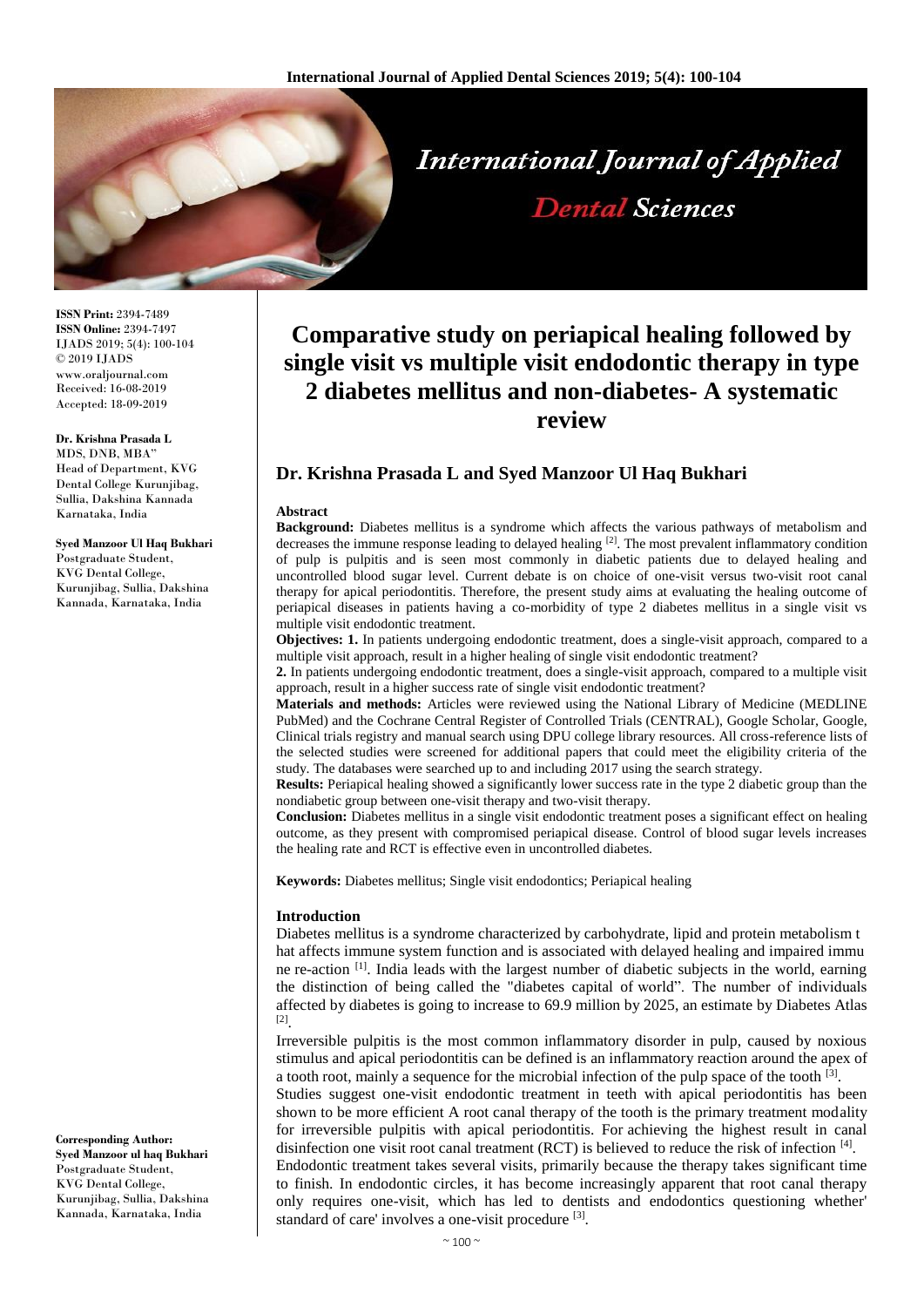**ISSN Print:** 2394-7489
**ISSN Online:** 2394-7497
IJADS 2019; 5(4): 100-104
© 2019 IJADS
www.oraljournal.com
Received: 16-08-2019
Accepted: 18-09-2019

**Dr. Krishna Prasada L**
MDS, DNB, MBA"
Head of Department, KVG Dental College Kurunjibag, Sullia, Dakshina Kannada Karnataka, India

**Syed Manzoor Ul Haq Bukhari**
Postgraduate Student, KVG Dental College, Kurunjibag, Sullia, Dakshina Kannada, Karnataka, India

**Corresponding Author:**
**Syed Manzoor ul haq Bukhari**
Postgraduate Student, KVG Dental College, Kurunjibag, Sullia, Dakshina Kannada, Karnataka, India

# Comparative study on periapical healing followed by single visit vs multiple visit endodontic therapy in type 2 diabetes mellitus and non-diabetes- A systematic review

## Dr. Krishna Prasada L and Syed Manzoor Ul Haq Bukhari

### Abstract

**Background:** Diabetes mellitus is a syndrome which affects the various pathways of metabolism and decreases the immune response leading to delayed healing [2]. The most prevalent inflammatory condition of pulp is pulpitis and is seen most commonly in diabetic patients due to delayed healing and uncontrolled blood sugar level. Current debate is on choice of one-visit versus two-visit root canal therapy for apical periodontitis. Therefore, the present study aims at evaluating the healing outcome of periapical diseases in patients having a co-morbidity of type 2 diabetes mellitus in a single visit vs multiple visit endodontic treatment.

**Objectives: 1.** In patients undergoing endodontic treatment, does a single-visit approach, compared to a multiple visit approach, result in a higher healing of single visit endodontic treatment?

**2.** In patients undergoing endodontic treatment, does a single-visit approach, compared to a multiple visit approach, result in a higher success rate of single visit endodontic treatment?

**Materials and methods:** Articles were reviewed using the National Library of Medicine (MEDLINE PubMed) and the Cochrane Central Register of Controlled Trials (CENTRAL), Google Scholar, Google, Clinical trials registry and manual search using DPU college library resources. All cross-reference lists of the selected studies were screened for additional papers that could meet the eligibility criteria of the study. The databases were searched up to and including 2017 using the search strategy.

**Results:** Periapical healing showed a significantly lower success rate in the type 2 diabetic group than the nondiabetic group between one-visit therapy and two-visit therapy.

**Conclusion:** Diabetes mellitus in a single visit endodontic treatment poses a significant effect on healing outcome, as they present with compromised periapical disease. Control of blood sugar levels increases the healing rate and RCT is effective even in uncontrolled diabetes.

**Keywords:** Diabetes mellitus; Single visit endodontics; Periapical healing

### Introduction

Diabetes mellitus is a syndrome characterized by carbohydrate, lipid and protein metabolism that affects immune system function and is associated with delayed healing and impaired immune re-action [1]. India leads with the largest number of diabetic subjects in the world, earning the distinction of being called the "diabetes capital of world". The number of individuals affected by diabetes is going to increase to 69.9 million by 2025, an estimate by Diabetes Atlas [2].

Irreversible pulpitis is the most common inflammatory disorder in pulp, caused by noxious stimulus and apical periodontitis can be defined is an inflammatory reaction around the apex of a tooth root, mainly a sequence for the microbial infection of the pulp space of the tooth [3].

Studies suggest one-visit endodontic treatment in teeth with apical periodontitis has been shown to be more efficient A root canal therapy of the tooth is the primary treatment modality for irreversible pulpitis with apical periodontitis. For achieving the highest result in canal disinfection one visit root canal treatment (RCT) is believed to reduce the risk of infection [4].

Endodontic treatment takes several visits, primarily because the therapy takes significant time to finish. In endodontic circles, it has become increasingly apparent that root canal therapy only requires one-visit, which has led to dentists and endodontics questioning whether' standard of care' involves a one-visit procedure [3].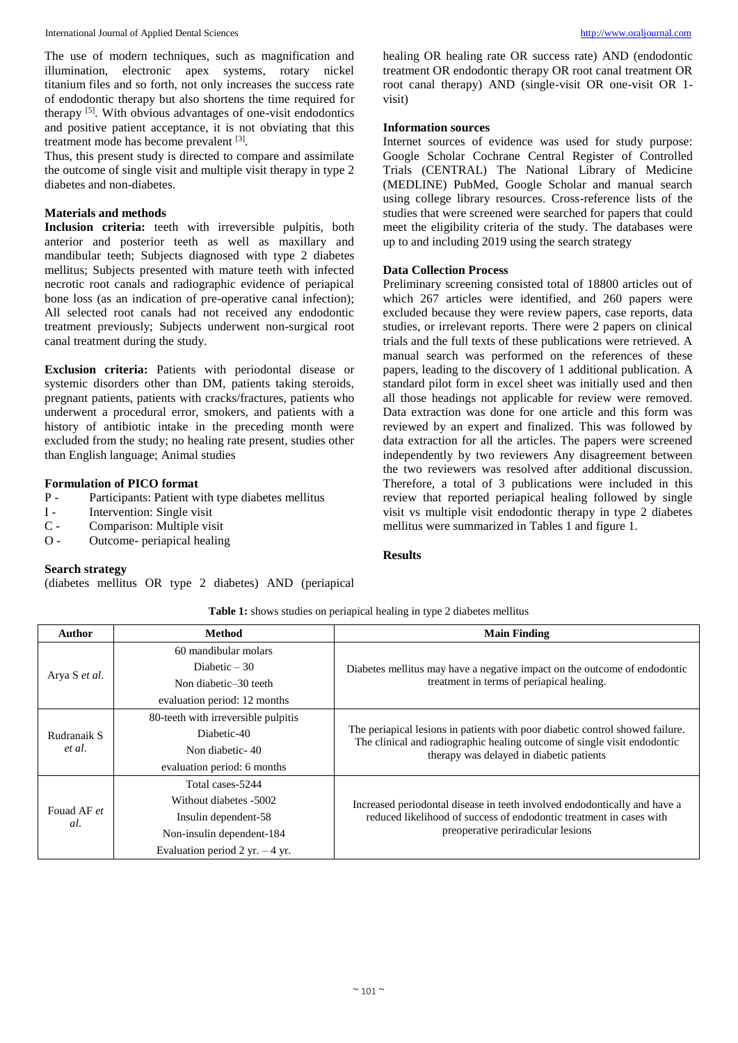The use of modern techniques, such as magnification and illumination, electronic apex systems, rotary nickel titanium files and so forth, not only increases the success rate of endodontic therapy but also shortens the time required for therapy [5]. With obvious advantages of one-visit endodontics and positive patient acceptance, it is not obviating that this treatment mode has become prevalent [3].

Thus, this present study is directed to compare and assimilate the outcome of single visit and multiple visit therapy in type 2 diabetes and non-diabetes.

## Materials and methods

**Inclusion criteria:** teeth with irreversible pulpitis, both anterior and posterior teeth as well as maxillary and mandibular teeth; Subjects diagnosed with type 2 diabetes mellitus; Subjects presented with mature teeth with infected necrotic root canals and radiographic evidence of periapical bone loss (as an indication of pre-operative canal infection); All selected root canals had not received any endodontic treatment previously; Subjects underwent non-surgical root canal treatment during the study.

**Exclusion criteria:** Patients with periodontal disease or systemic disorders other than DM, patients taking steroids, pregnant patients, patients with cracks/fractures, patients who underwent a procedural error, smokers, and patients with a history of antibiotic intake in the preceding month were excluded from the study; no healing rate present, studies other than English language; Animal studies

### Formulation of PICO format

- P - Participants: Patient with type diabetes mellitus
- I - Intervention: Single visit
- C - Comparison: Multiple visit
- O - Outcome- periapical healing

### Search strategy

(diabetes mellitus OR type 2 diabetes) AND (periapical healing OR healing rate OR success rate) AND (endodontic treatment OR endodontic therapy OR root canal treatment OR root canal therapy) AND (single-visit OR one-visit OR 1-visit)

### Information sources

Internet sources of evidence was used for study purpose: Google Scholar Cochrane Central Register of Controlled Trials (CENTRAL) The National Library of Medicine (MEDLINE) PubMed, Google Scholar and manual search using college library resources. Cross-reference lists of the studies that were screened were searched for papers that could meet the eligibility criteria of the study. The databases were up to and including 2019 using the search strategy

### Data Collection Process

Preliminary screening consisted total of 18800 articles out of which 267 articles were identified, and 260 papers were excluded because they were review papers, case reports, data studies, or irrelevant reports. There were 2 papers on clinical trials and the full texts of these publications were retrieved. A manual search was performed on the references of these papers, leading to the discovery of 1 additional publication. A standard pilot form in excel sheet was initially used and then all those headings not applicable for review were removed. Data extraction was done for one article and this form was reviewed by an expert and finalized. This was followed by data extraction for all the articles. The papers were screened independently by two reviewers Any disagreement between the two reviewers was resolved after additional discussion. Therefore, a total of 3 publications were included in this review that reported periapical healing followed by single visit vs multiple visit endodontic therapy in type 2 diabetes mellitus were summarized in Tables 1 and figure 1.

## Results

**Table 1:** shows studies on periapical healing in type 2 diabetes mellitus

| Author | Method | Main Finding |
|---|---|---|
| Arya S *et al.* | 60 mandibular molars<br>Diabetic – 30<br>Non diabetic–30 teeth<br>evaluation period: 12 months | Diabetes mellitus may have a negative impact on the outcome of endodontic treatment in terms of periapical healing. |
| Rudranaik S *et al.* | 80-teeth with irreversible pulpitis<br>Diabetic-40<br>Non diabetic- 40<br>evaluation period: 6 months | The periapical lesions in patients with poor diabetic control showed failure. The clinical and radiographic healing outcome of single visit endodontic therapy was delayed in diabetic patients |
| Fouad AF *et al.* | Total cases-5244<br>Without diabetes -5002<br>Insulin dependent-58<br>Non-insulin dependent-184<br>Evaluation period 2 yr. – 4 yr. | Increased periodontal disease in teeth involved endodontically and have a reduced likelihood of success of endodontic treatment in cases with preoperative periradicular lesions |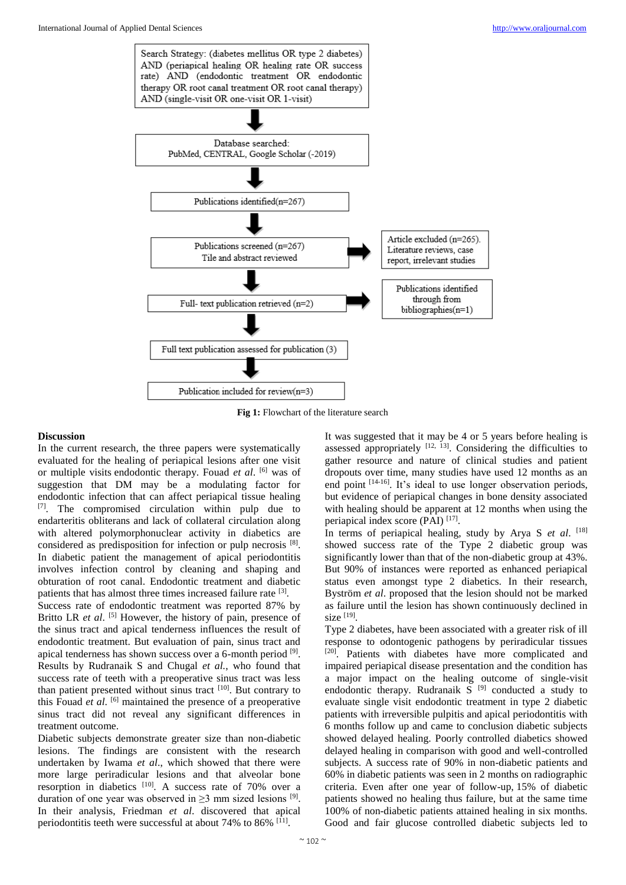Search Strategy: (diabetes mellitus OR type 2 diabetes) AND (periapical healing OR healing rate OR success rate) AND (endodontic treatment OR endodontic therapy OR root canal treatment OR root canal therapy) AND (single-visit OR one-visit OR 1-visit)

Database searched: PubMed, CENTRAL, Google Scholar (-2019)

Publications identified(n=267)

Publications screened (n=267) Tile and abstract reviewed

Article excluded (n=265). Literature reviews, case report, irrelevant studies

Full- text publication retrieved (n=2)

Publications identified through from bibliographies(n=1)

Full text publication assessed for publication (3)

Publication included for review(n=3)

**Fig 1:** Flowchart of the literature search

**Discussion**

In the current research, the three papers were systematically evaluated for the healing of periapical lesions after one visit or multiple visits endodontic therapy. Fouad *et al.* [6] was of suggestion that DM may be a modulating factor for endodontic infection that can affect periapical tissue healing [7]. The compromised circulation within pulp due to endarteritis obliterans and lack of collateral circulation along with altered polymorphonuclear activity in diabetics are considered as predisposition for infection or pulp necrosis [8]. In diabetic patient the management of apical periodontitis involves infection control by cleaning and shaping and obturation of root canal. Endodontic treatment and diabetic patients that has almost three times increased failure rate [3].

Success rate of endodontic treatment was reported 87% by Britto LR *et al.* [5] However, the history of pain, presence of the sinus tract and apical tenderness influences the result of endodontic treatment. But evaluation of pain, sinus tract and apical tenderness has shown success over a 6-month period [9]. Results by Rudranaik S and Chugal *et al.*, who found that success rate of teeth with a preoperative sinus tract was less than patient presented without sinus tract [10]. But contrary to this Fouad *et al.* [6] maintained the presence of a preoperative sinus tract did not reveal any significant differences in treatment outcome.

Diabetic subjects demonstrate greater size than non-diabetic lesions. The findings are consistent with the research undertaken by Iwama *et al.*, which showed that there were more large periradicular lesions and that alveolar bone resorption in diabetics [10]. A success rate of 70% over a duration of one year was observed in ≥3 mm sized lesions [9]. In their analysis, Friedman *et al.* discovered that apical periodontitis teeth were successful at about 74% to 86% [11].

It was suggested that it may be 4 or 5 years before healing is assessed appropriately [12, 13]. Considering the difficulties to gather resource and nature of clinical studies and patient dropouts over time, many studies have used 12 months as an end point [14-16]. It's ideal to use longer observation periods, but evidence of periapical changes in bone density associated with healing should be apparent at 12 months when using the periapical index score (PAI) [17].

In terms of periapical healing, study by Arya S *et al.* [18] showed success rate of the Type 2 diabetic group was significantly lower than that of the non-diabetic group at 43%. But 90% of instances were reported as enhanced periapical status even amongst type 2 diabetics. In their research, Byström *et al.* proposed that the lesion should not be marked as failure until the lesion has shown continuously declined in size [19].

Type 2 diabetes, have been associated with a greater risk of ill response to odontogenic pathogens by periradicular tissues [20]. Patients with diabetes have more complicated and impaired periapical disease presentation and the condition has a major impact on the healing outcome of single-visit endodontic therapy. Rudranaik S [9] conducted a study to evaluate single visit endodontic treatment in type 2 diabetic patients with irreversible pulpitis and apical periodontitis with 6 months follow up and came to conclusion diabetic subjects showed delayed healing. Poorly controlled diabetics showed delayed healing in comparison with good and well-controlled subjects. A success rate of 90% in non-diabetic patients and 60% in diabetic patients was seen in 2 months on radiographic criteria. Even after one year of follow-up, 15% of diabetic patients showed no healing thus failure, but at the same time 100% of non-diabetic patients attained healing in six months. Good and fair glucose controlled diabetic subjects led to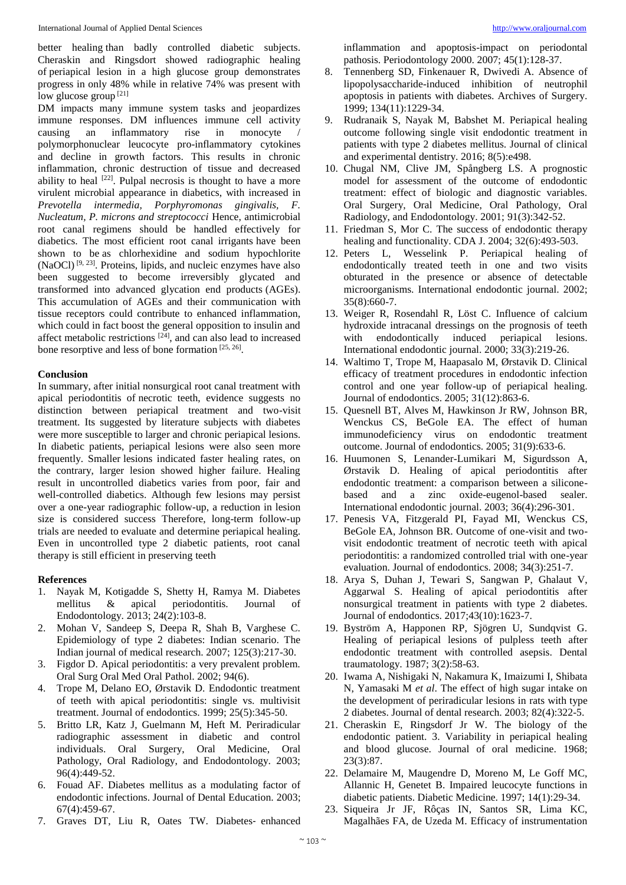better healing than badly controlled diabetic subjects. Cheraskin and Ringsdort showed radiographic healing of periapical lesion in a high glucose group demonstrates progress in only 48% while in relative 74% was present with low glucose group [21]

DM impacts many immune system tasks and jeopardizes immune responses. DM influences immune cell activity causing an inflammatory rise in monocyte / polymorphonuclear leucocyte pro-inflammatory cytokines and decline in growth factors. This results in chronic inflammation, chronic destruction of tissue and decreased ability to heal [22]. Pulpal necrosis is thought to have a more virulent microbial appearance in diabetics, with increased in *Prevotella intermedia, Porphyromonas gingivalis, F. Nucleatum, P. microns and streptococci* Hence, antimicrobial root canal regimens should be handled effectively for diabetics. The most efficient root canal irrigants have been shown to be as chlorhexidine and sodium hypochlorite (NaOCl) [9, 23]. Proteins, lipids, and nucleic enzymes have also been suggested to become irreversibly glycated and transformed into advanced glycation end products (AGEs). This accumulation of AGEs and their communication with tissue receptors could contribute to enhanced inflammation, which could in fact boost the general opposition to insulin and affect metabolic restrictions [24], and can also lead to increased bone resorptive and less of bone formation [25, 26].

## Conclusion

In summary, after initial nonsurgical root canal treatment with apical periodontitis of necrotic teeth, evidence suggests no distinction between periapical treatment and two-visit treatment. Its suggested by literature subjects with diabetes were more susceptible to larger and chronic periapical lesions. In diabetic patients, periapical lesions were also seen more frequently. Smaller lesions indicated faster healing rates, on the contrary, larger lesion showed higher failure. Healing result in uncontrolled diabetics varies from poor, fair and well-controlled diabetics. Although few lesions may persist over a one-year radiographic follow-up, a reduction in lesion size is considered success Therefore, long-term follow-up trials are needed to evaluate and determine periapical healing. Even in uncontrolled type 2 diabetic patients, root canal therapy is still efficient in preserving teeth

## References

1. Nayak M, Kotigadde S, Shetty H, Ramya M. Diabetes mellitus & apical periodontitis. Journal of Endodontology. 2013; 24(2):103-8.
2. Mohan V, Sandeep S, Deepa R, Shah B, Varghese C. Epidemiology of type 2 diabetes: Indian scenario. The Indian journal of medical research. 2007; 125(3):217-30.
3. Figdor D. Apical periodontitis: a very prevalent problem. Oral Surg Oral Med Oral Pathol. 2002; 94(6).
4. Trope M, Delano EO, Ørstavik D. Endodontic treatment of teeth with apical periodontitis: single vs. multivisit treatment. Journal of endodontics. 1999; 25(5):345-50.
5. Britto LR, Katz J, Guelmann M, Heft M. Periradicular radiographic assessment in diabetic and control individuals. Oral Surgery, Oral Medicine, Oral Pathology, Oral Radiology, and Endodontology. 2003; 96(4):449-52.
6. Fouad AF. Diabetes mellitus as a modulating factor of endodontic infections. Journal of Dental Education. 2003; 67(4):459-67.
7. Graves DT, Liu R, Oates TW. Diabetes‐ enhanced inflammation and apoptosis-impact on periodontal pathosis. Periodontology 2000. 2007; 45(1):128-37.
8. Tennenberg SD, Finkenauer R, Dwivedi A. Absence of lipopolysaccharide-induced inhibition of neutrophil apoptosis in patients with diabetes. Archives of Surgery. 1999; 134(11):1229-34.
9. Rudranaik S, Nayak M, Babshet M. Periapical healing outcome following single visit endodontic treatment in patients with type 2 diabetes mellitus. Journal of clinical and experimental dentistry. 2016; 8(5):e498.
10. Chugal NM, Clive JM, Spångberg LS. A prognostic model for assessment of the outcome of endodontic treatment: effect of biologic and diagnostic variables. Oral Surgery, Oral Medicine, Oral Pathology, Oral Radiology, and Endodontology. 2001; 91(3):342-52.
11. Friedman S, Mor C. The success of endodontic therapy healing and functionality. CDA J. 2004; 32(6):493-503.
12. Peters L, Wesselink P. Periapical healing of endodontically treated teeth in one and two visits obturated in the presence or absence of detectable microorganisms. International endodontic journal. 2002; 35(8):660-7.
13. Weiger R, Rosendahl R, Löst C. Influence of calcium hydroxide intracanal dressings on the prognosis of teeth with endodontically induced periapical lesions. International endodontic journal. 2000; 33(3):219-26.
14. Waltimo T, Trope M, Haapasalo M, Ørstavik D. Clinical efficacy of treatment procedures in endodontic infection control and one year follow-up of periapical healing. Journal of endodontics. 2005; 31(12):863-6.
15. Quesnell BT, Alves M, Hawkinson Jr RW, Johnson BR, Wenckus CS, BeGole EA. The effect of human immunodeficiency virus on endodontic treatment outcome. Journal of endodontics. 2005; 31(9):633-6.
16. Huumonen S, Lenander-Lumikari M, Sigurdsson A, Ørstavik D. Healing of apical periodontitis after endodontic treatment: a comparison between a silicone-based and a zinc oxide-eugenol-based sealer. International endodontic journal. 2003; 36(4):296-301.
17. Penesis VA, Fitzgerald PI, Fayad MI, Wenckus CS, BeGole EA, Johnson BR. Outcome of one-visit and two-visit endodontic treatment of necrotic teeth with apical periodontitis: a randomized controlled trial with one-year evaluation. Journal of endodontics. 2008; 34(3):251-7.
18. Arya S, Duhan J, Tewari S, Sangwan P, Ghalaut V, Aggarwal S. Healing of apical periodontitis after nonsurgical treatment in patients with type 2 diabetes. Journal of endodontics. 2017;43(10):1623-7.
19. Byström A, Happonen RP, Sjögren U, Sundqvist G. Healing of periapical lesions of pulpless teeth after endodontic treatment with controlled asepsis. Dental traumatology. 1987; 3(2):58-63.
20. Iwama A, Nishigaki N, Nakamura K, Imaizumi I, Shibata N, Yamasaki M *et al*. The effect of high sugar intake on the development of periradicular lesions in rats with type 2 diabetes. Journal of dental research. 2003; 82(4):322-5.
21. Cheraskin E, Ringsdorf Jr W. The biology of the endodontic patient. 3. Variability in periapical healing and blood glucose. Journal of oral medicine. 1968; 23(3):87.
22. Delamaire M, Maugendre D, Moreno M, Le Goff MC, Allannic H, Genetet B. Impaired leucocyte functions in diabetic patients. Diabetic Medicine. 1997; 14(1):29-34.
23. Siqueira Jr JF, Rôças IN, Santos SR, Lima KC, Magalhães FA, de Uzeda M. Efficacy of instrumentation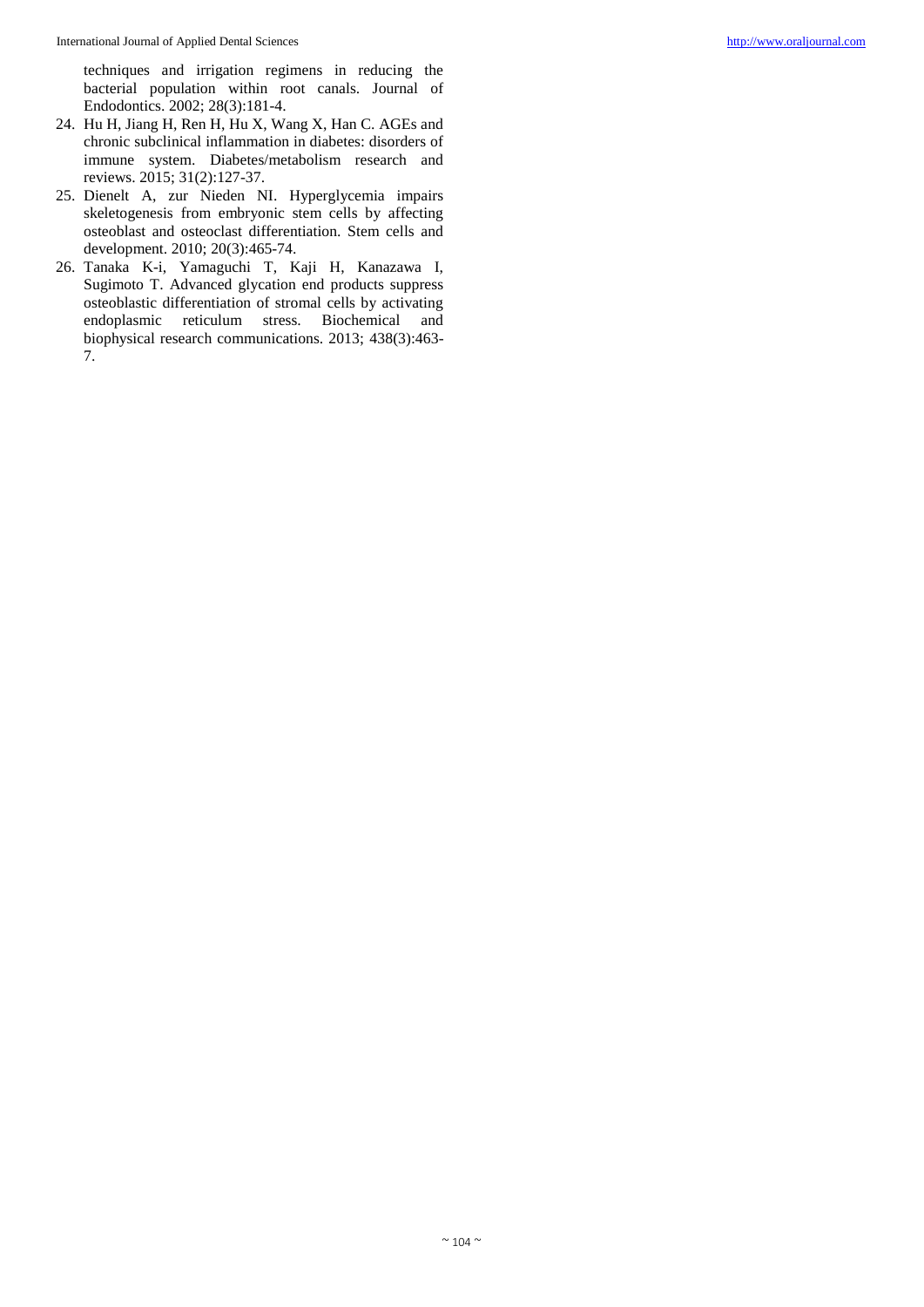techniques and irrigation regimens in reducing the bacterial population within root canals. Journal of Endodontics. 2002; 28(3):181-4.

24. Hu H, Jiang H, Ren H, Hu X, Wang X, Han C. AGEs and chronic subclinical inflammation in diabetes: disorders of immune system. Diabetes/metabolism research and reviews. 2015; 31(2):127-37.
25. Dienelt A, zur Nieden NI. Hyperglycemia impairs skeletogenesis from embryonic stem cells by affecting osteoblast and osteoclast differentiation. Stem cells and development. 2010; 20(3):465-74.
26. Tanaka K-i, Yamaguchi T, Kaji H, Kanazawa I, Sugimoto T. Advanced glycation end products suppress osteoblastic differentiation of stromal cells by activating endoplasmic reticulum stress. Biochemical and biophysical research communications. 2013; 438(3):463-7.